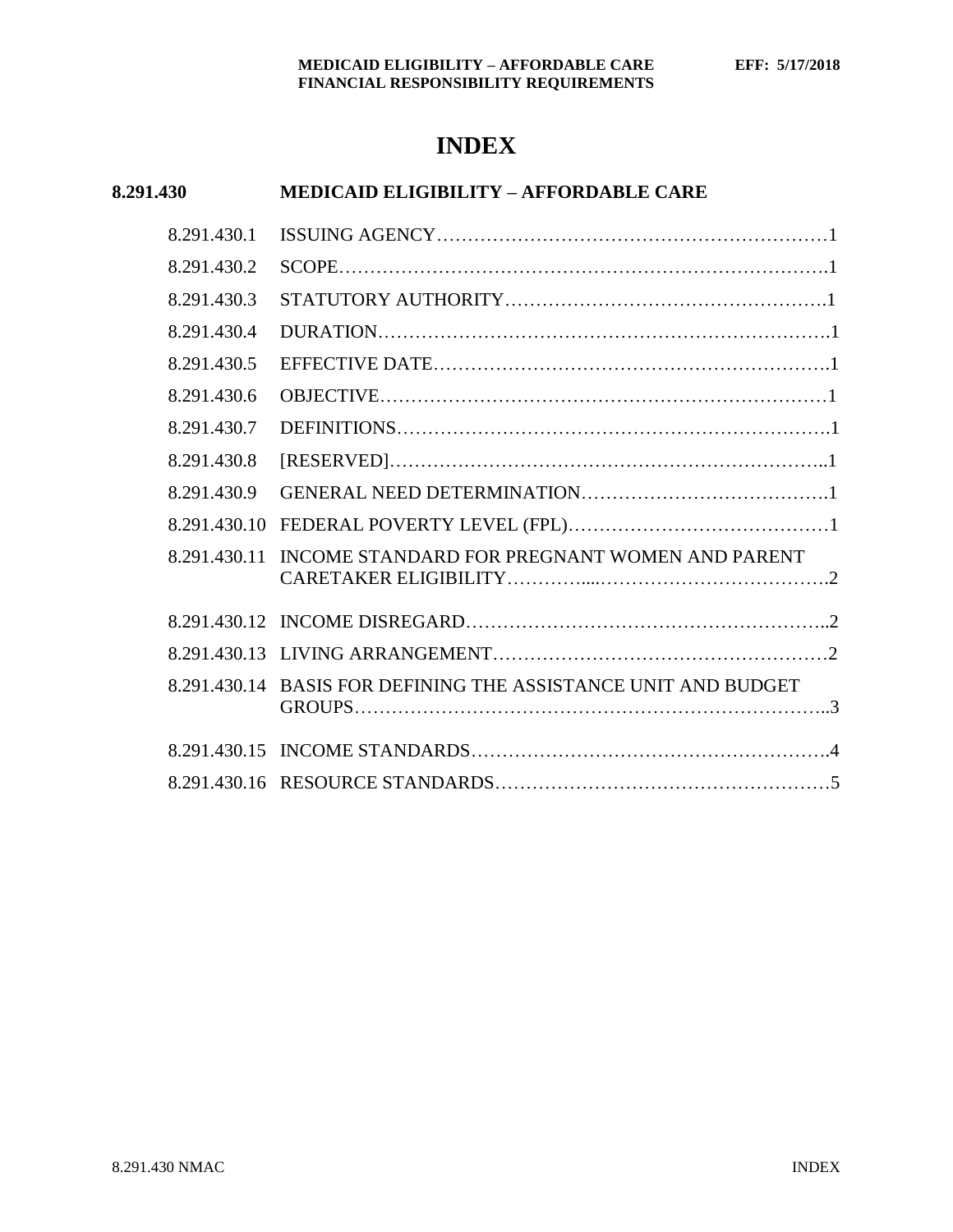# INDEX

## 8.291.430 MEDICAID ELIGIBILITY – AFFORDABLE CARE

| | | |
|---|---|---|
| 8.291.430.1 | ISSUING AGENCY | 1 |
| 8.291.430.2 | SCOPE | 1 |
| 8.291.430.3 | STATUTORY AUTHORITY | 1 |
| 8.291.430.4 | DURATION | 1 |
| 8.291.430.5 | EFFECTIVE DATE | 1 |
| 8.291.430.6 | OBJECTIVE | 1 |
| 8.291.430.7 | DEFINITIONS | 1 |
| 8.291.430.8 | [RESERVED] | 1 |
| 8.291.430.9 | GENERAL NEED DETERMINATION | 1 |
| 8.291.430.10 | FEDERAL POVERTY LEVEL (FPL) | 1 |
| 8.291.430.11 | INCOME STANDARD FOR PREGNANT WOMEN AND PARENT CARETAKER ELIGIBILITY | 2 |
| 8.291.430.12 | INCOME DISREGARD | 2 |
| 8.291.430.13 | LIVING ARRANGEMENT | 2 |
| 8.291.430.14 | BASIS FOR DEFINING THE ASSISTANCE UNIT AND BUDGET GROUPS | 3 |
| 8.291.430.15 | INCOME STANDARDS | 4 |
| 8.291.430.16 | RESOURCE STANDARDS | 5 |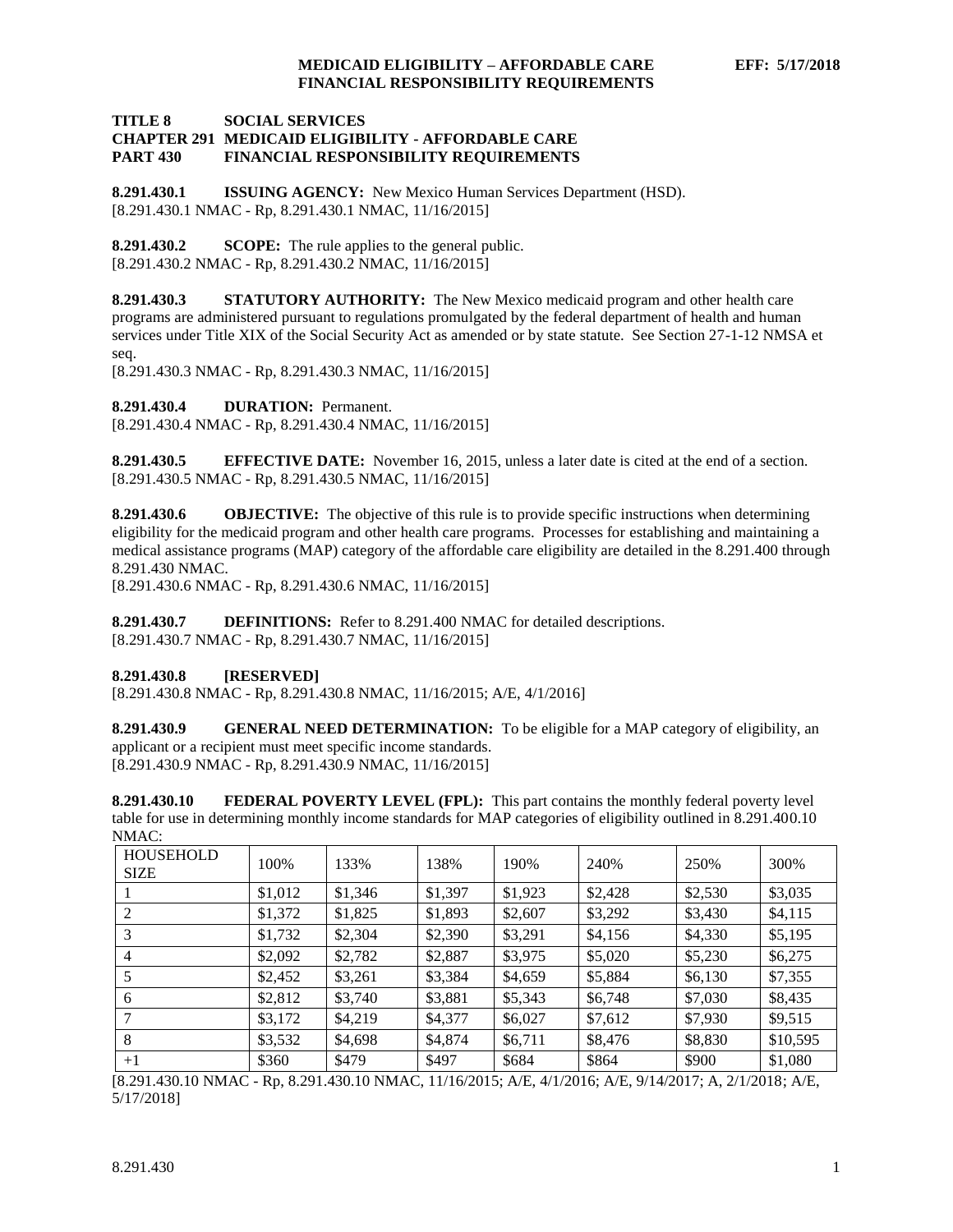# TITLE 8 SOCIAL SERVICES
## CHAPTER 291 MEDICAID ELIGIBILITY - AFFORDABLE CARE
## PART 430 FINANCIAL RESPONSIBILITY REQUIREMENTS

**8.291.430.1 ISSUING AGENCY:** New Mexico Human Services Department (HSD).
[8.291.430.1 NMAC - Rp, 8.291.430.1 NMAC, 11/16/2015]

**8.291.430.2 SCOPE:** The rule applies to the general public.
[8.291.430.2 NMAC - Rp, 8.291.430.2 NMAC, 11/16/2015]

**8.291.430.3 STATUTORY AUTHORITY:** The New Mexico medicaid program and other health care programs are administered pursuant to regulations promulgated by the federal department of health and human services under Title XIX of the Social Security Act as amended or by state statute. See Section 27-1-12 NMSA et seq.
[8.291.430.3 NMAC - Rp, 8.291.430.3 NMAC, 11/16/2015]

**8.291.430.4 DURATION:** Permanent.
[8.291.430.4 NMAC - Rp, 8.291.430.4 NMAC, 11/16/2015]

**8.291.430.5 EFFECTIVE DATE:** November 16, 2015, unless a later date is cited at the end of a section.
[8.291.430.5 NMAC - Rp, 8.291.430.5 NMAC, 11/16/2015]

**8.291.430.6 OBJECTIVE:** The objective of this rule is to provide specific instructions when determining eligibility for the medicaid program and other health care programs. Processes for establishing and maintaining a medical assistance programs (MAP) category of the affordable care eligibility are detailed in the 8.291.400 through 8.291.430 NMAC.
[8.291.430.6 NMAC - Rp, 8.291.430.6 NMAC, 11/16/2015]

**8.291.430.7 DEFINITIONS:** Refer to 8.291.400 NMAC for detailed descriptions.
[8.291.430.7 NMAC - Rp, 8.291.430.7 NMAC, 11/16/2015]

**8.291.430.8 [RESERVED]**
[8.291.430.8 NMAC - Rp, 8.291.430.8 NMAC, 11/16/2015; A/E, 4/1/2016]

**8.291.430.9 GENERAL NEED DETERMINATION:** To be eligible for a MAP category of eligibility, an applicant or a recipient must meet specific income standards.
[8.291.430.9 NMAC - Rp, 8.291.430.9 NMAC, 11/16/2015]

**8.291.430.10 FEDERAL POVERTY LEVEL (FPL):** This part contains the monthly federal poverty level table for use in determining monthly income standards for MAP categories of eligibility outlined in 8.291.400.10 NMAC:

| HOUSEHOLD SIZE | 100% | 133% | 138% | 190% | 240% | 250% | 300% |
|---|---|---|---|---|---|---|---|
| 1 | $1,012 | $1,346 | $1,397 | $1,923 | $2,428 | $2,530 | $3,035 |
| 2 | $1,372 | $1,825 | $1,893 | $2,607 | $3,292 | $3,430 | $4,115 |
| 3 | $1,732 | $2,304 | $2,390 | $3,291 | $4,156 | $4,330 | $5,195 |
| 4 | $2,092 | $2,782 | $2,887 | $3,975 | $5,020 | $5,230 | $6,275 |
| 5 | $2,452 | $3,261 | $3,384 | $4,659 | $5,884 | $6,130 | $7,355 |
| 6 | $2,812 | $3,740 | $3,881 | $5,343 | $6,748 | $7,030 | $8,435 |
| 7 | $3,172 | $4,219 | $4,377 | $6,027 | $7,612 | $7,930 | $9,515 |
| 8 | $3,532 | $4,698 | $4,874 | $6,711 | $8,476 | $8,830 | $10,595 |
| +1 | $360 | $479 | $497 | $684 | $864 | $900 | $1,080 |

[8.291.430.10 NMAC - Rp, 8.291.430.10 NMAC, 11/16/2015; A/E, 4/1/2016; A/E, 9/14/2017; A, 2/1/2018; A/E, 5/17/2018]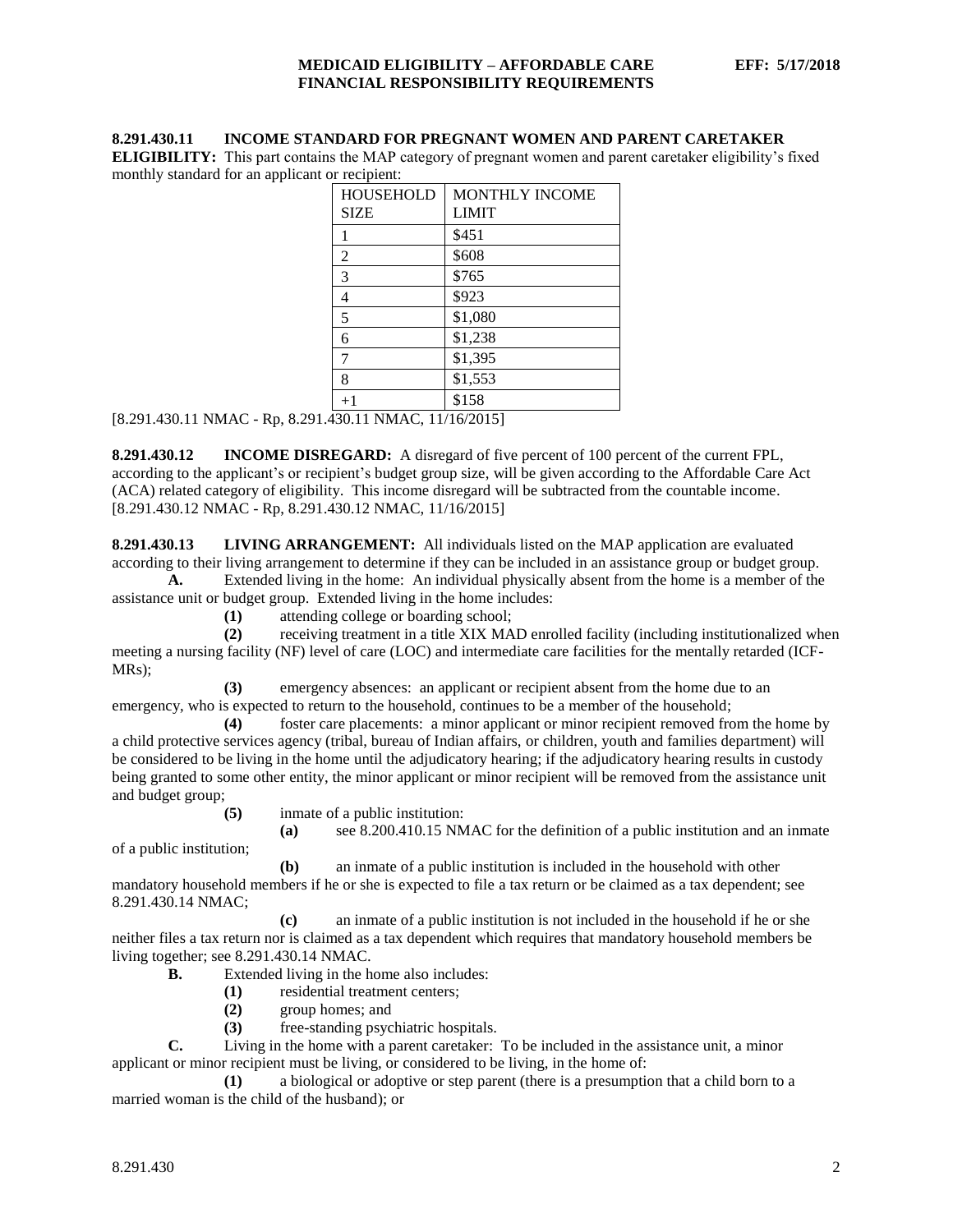**8.291.430.11 INCOME STANDARD FOR PREGNANT WOMEN AND PARENT CARETAKER ELIGIBILITY:** This part contains the MAP category of pregnant women and parent caretaker eligibility's fixed monthly standard for an applicant or recipient:

| HOUSEHOLD SIZE | MONTHLY INCOME LIMIT |
|---|---|
| 1 | $451 |
| 2 | $608 |
| 3 | $765 |
| 4 | $923 |
| 5 | $1,080 |
| 6 | $1,238 |
| 7 | $1,395 |
| 8 | $1,553 |
| +1 | $158 |

[8.291.430.11 NMAC - Rp, 8.291.430.11 NMAC, 11/16/2015]

**8.291.430.12 INCOME DISREGARD:** A disregard of five percent of 100 percent of the current FPL, according to the applicant's or recipient's budget group size, will be given according to the Affordable Care Act (ACA) related category of eligibility. This income disregard will be subtracted from the countable income.
[8.291.430.12 NMAC - Rp, 8.291.430.12 NMAC, 11/16/2015]

**8.291.430.13 LIVING ARRANGEMENT:** All individuals listed on the MAP application are evaluated according to their living arrangement to determine if they can be included in an assistance group or budget group.

**A.** Extended living in the home: An individual physically absent from the home is a member of the assistance unit or budget group. Extended living in the home includes:

**(1)** attending college or boarding school;

**(2)** receiving treatment in a title XIX MAD enrolled facility (including institutionalized when meeting a nursing facility (NF) level of care (LOC) and intermediate care facilities for the mentally retarded (ICF-MRs);

**(3)** emergency absences: an applicant or recipient absent from the home due to an emergency, who is expected to return to the household, continues to be a member of the household;

**(4)** foster care placements: a minor applicant or minor recipient removed from the home by a child protective services agency (tribal, bureau of Indian affairs, or children, youth and families department) will be considered to be living in the home until the adjudicatory hearing; if the adjudicatory hearing results in custody being granted to some other entity, the minor applicant or minor recipient will be removed from the assistance unit and budget group;

**(5)** inmate of a public institution:

**(a)** see 8.200.410.15 NMAC for the definition of a public institution and an inmate of a public institution;

**(b)** an inmate of a public institution is included in the household with other mandatory household members if he or she is expected to file a tax return or be claimed as a tax dependent; see 8.291.430.14 NMAC;

**(c)** an inmate of a public institution is not included in the household if he or she neither files a tax return nor is claimed as a tax dependent which requires that mandatory household members be living together; see 8.291.430.14 NMAC.

**B.** Extended living in the home also includes:

**(1)** residential treatment centers;

**(2)** group homes; and

**(3)** free-standing psychiatric hospitals.

**C.** Living in the home with a parent caretaker: To be included in the assistance unit, a minor applicant or minor recipient must be living, or considered to be living, in the home of:

**(1)** a biological or adoptive or step parent (there is a presumption that a child born to a married woman is the child of the husband); or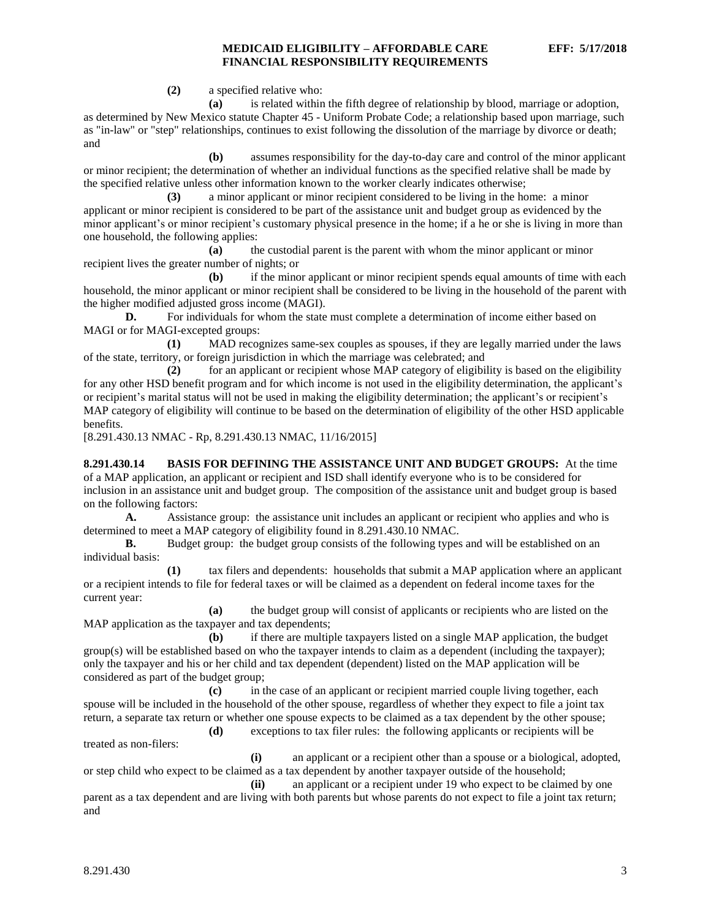**(2)** a specified relative who:

**(a)** is related within the fifth degree of relationship by blood, marriage or adoption, as determined by New Mexico statute Chapter 45 - Uniform Probate Code; a relationship based upon marriage, such as "in-law" or "step" relationships, continues to exist following the dissolution of the marriage by divorce or death; and

**(b)** assumes responsibility for the day-to-day care and control of the minor applicant or minor recipient; the determination of whether an individual functions as the specified relative shall be made by the specified relative unless other information known to the worker clearly indicates otherwise;

**(3)** a minor applicant or minor recipient considered to be living in the home: a minor applicant or minor recipient is considered to be part of the assistance unit and budget group as evidenced by the minor applicant's or minor recipient's customary physical presence in the home; if a he or she is living in more than one household, the following applies:

**(a)** the custodial parent is the parent with whom the minor applicant or minor recipient lives the greater number of nights; or

**(b)** if the minor applicant or minor recipient spends equal amounts of time with each household, the minor applicant or minor recipient shall be considered to be living in the household of the parent with the higher modified adjusted gross income (MAGI).

**D.** For individuals for whom the state must complete a determination of income either based on MAGI or for MAGI-excepted groups:

**(1)** MAD recognizes same-sex couples as spouses, if they are legally married under the laws of the state, territory, or foreign jurisdiction in which the marriage was celebrated; and

**(2)** for an applicant or recipient whose MAP category of eligibility is based on the eligibility for any other HSD benefit program and for which income is not used in the eligibility determination, the applicant's or recipient's marital status will not be used in making the eligibility determination; the applicant's or recipient's MAP category of eligibility will continue to be based on the determination of eligibility of the other HSD applicable benefits.

[8.291.430.13 NMAC - Rp, 8.291.430.13 NMAC, 11/16/2015]

**8.291.430.14 BASIS FOR DEFINING THE ASSISTANCE UNIT AND BUDGET GROUPS:** At the time of a MAP application, an applicant or recipient and ISD shall identify everyone who is to be considered for inclusion in an assistance unit and budget group. The composition of the assistance unit and budget group is based on the following factors:

**A.** Assistance group: the assistance unit includes an applicant or recipient who applies and who is determined to meet a MAP category of eligibility found in 8.291.430.10 NMAC.

**B.** Budget group: the budget group consists of the following types and will be established on an individual basis:

**(1)** tax filers and dependents: households that submit a MAP application where an applicant or a recipient intends to file for federal taxes or will be claimed as a dependent on federal income taxes for the current year:

**(a)** the budget group will consist of applicants or recipients who are listed on the MAP application as the taxpayer and tax dependents;

**(b)** if there are multiple taxpayers listed on a single MAP application, the budget group(s) will be established based on who the taxpayer intends to claim as a dependent (including the taxpayer); only the taxpayer and his or her child and tax dependent (dependent) listed on the MAP application will be considered as part of the budget group;

**(c)** in the case of an applicant or recipient married couple living together, each spouse will be included in the household of the other spouse, regardless of whether they expect to file a joint tax return, a separate tax return or whether one spouse expects to be claimed as a tax dependent by the other spouse;

**(d)** exceptions to tax filer rules: the following applicants or recipients will be treated as non-filers:

**(i)** an applicant or a recipient other than a spouse or a biological, adopted, or step child who expect to be claimed as a tax dependent by another taxpayer outside of the household;

**(ii)** an applicant or a recipient under 19 who expect to be claimed by one parent as a tax dependent and are living with both parents but whose parents do not expect to file a joint tax return; and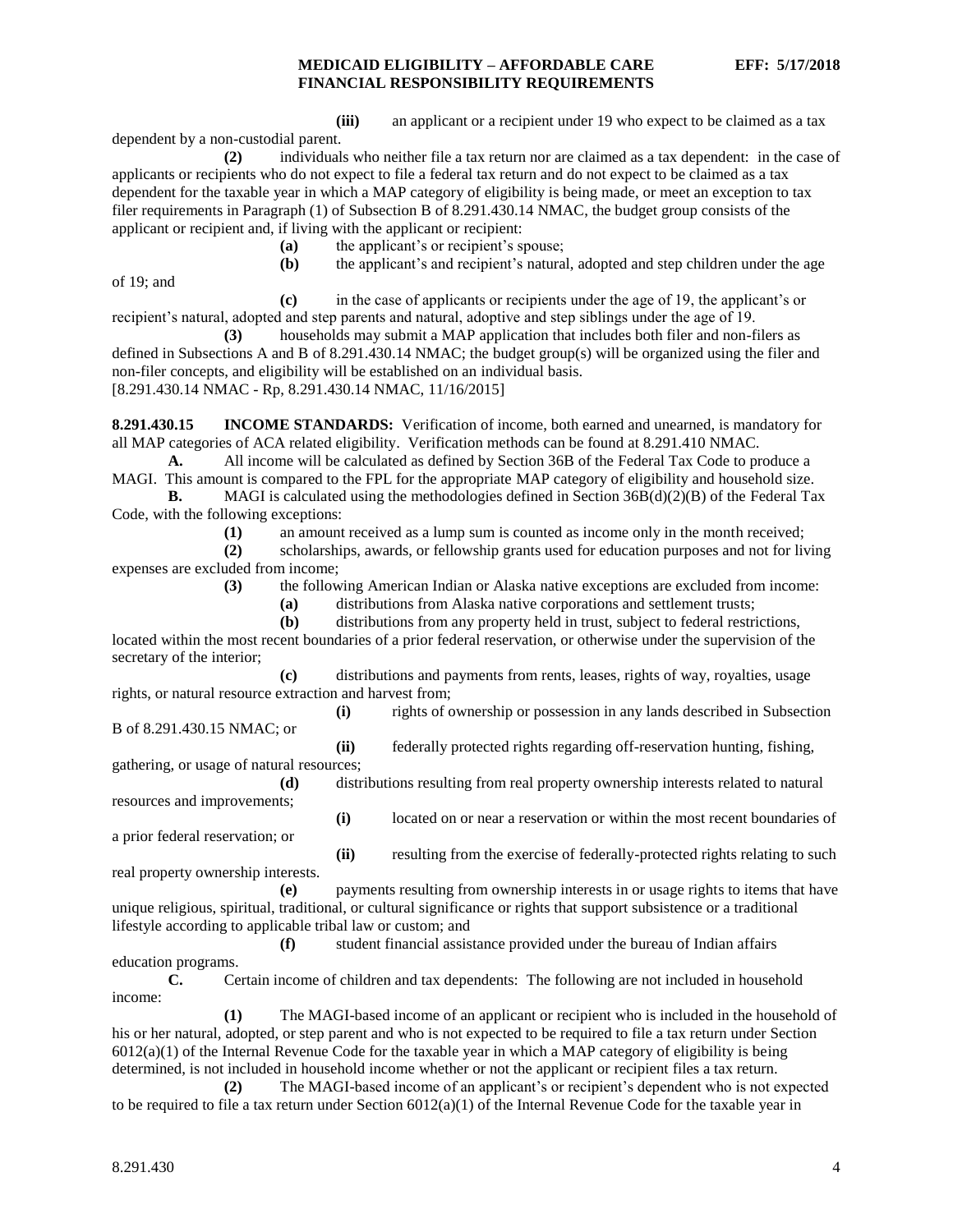**(iii)** an applicant or a recipient under 19 who expect to be claimed as a tax dependent by a non-custodial parent.

**(2)** individuals who neither file a tax return nor are claimed as a tax dependent: in the case of applicants or recipients who do not expect to file a federal tax return and do not expect to be claimed as a tax dependent for the taxable year in which a MAP category of eligibility is being made, or meet an exception to tax filer requirements in Paragraph (1) of Subsection B of 8.291.430.14 NMAC, the budget group consists of the applicant or recipient and, if living with the applicant or recipient:

**(a)** the applicant's or recipient's spouse;

**(b)** the applicant's and recipient's natural, adopted and step children under the age of 19; and

**(c)** in the case of applicants or recipients under the age of 19, the applicant's or recipient's natural, adopted and step parents and natural, adoptive and step siblings under the age of 19.

**(3)** households may submit a MAP application that includes both filer and non-filers as defined in Subsections A and B of 8.291.430.14 NMAC; the budget group(s) will be organized using the filer and non-filer concepts, and eligibility will be established on an individual basis.

[8.291.430.14 NMAC - Rp, 8.291.430.14 NMAC, 11/16/2015]

**8.291.430.15 INCOME STANDARDS:** Verification of income, both earned and unearned, is mandatory for all MAP categories of ACA related eligibility. Verification methods can be found at 8.291.410 NMAC.

**A.** All income will be calculated as defined by Section 36B of the Federal Tax Code to produce a MAGI. This amount is compared to the FPL for the appropriate MAP category of eligibility and household size.

**B.** MAGI is calculated using the methodologies defined in Section 36B(d)(2)(B) of the Federal Tax Code, with the following exceptions:

**(1)** an amount received as a lump sum is counted as income only in the month received;

**(2)** scholarships, awards, or fellowship grants used for education purposes and not for living expenses are excluded from income;

**(3)** the following American Indian or Alaska native exceptions are excluded from income:

**(a)** distributions from Alaska native corporations and settlement trusts;

**(b)** distributions from any property held in trust, subject to federal restrictions, located within the most recent boundaries of a prior federal reservation, or otherwise under the supervision of the secretary of the interior;

**(c)** distributions and payments from rents, leases, rights of way, royalties, usage rights, or natural resource extraction and harvest from;

**(i)** rights of ownership or possession in any lands described in Subsection B of 8.291.430.15 NMAC; or

**(ii)** federally protected rights regarding off-reservation hunting, fishing, gathering, or usage of natural resources;

**(d)** distributions resulting from real property ownership interests related to natural resources and improvements;

**(i)** located on or near a reservation or within the most recent boundaries of a prior federal reservation; or

**(ii)** resulting from the exercise of federally-protected rights relating to such real property ownership interests.

**(e)** payments resulting from ownership interests in or usage rights to items that have unique religious, spiritual, traditional, or cultural significance or rights that support subsistence or a traditional lifestyle according to applicable tribal law or custom; and

**(f)** student financial assistance provided under the bureau of Indian affairs education programs.

**C.** Certain income of children and tax dependents: The following are not included in household income:

**(1)** The MAGI-based income of an applicant or recipient who is included in the household of his or her natural, adopted, or step parent and who is not expected to be required to file a tax return under Section 6012(a)(1) of the Internal Revenue Code for the taxable year in which a MAP category of eligibility is being determined, is not included in household income whether or not the applicant or recipient files a tax return.

**(2)** The MAGI-based income of an applicant's or recipient's dependent who is not expected to be required to file a tax return under Section 6012(a)(1) of the Internal Revenue Code for the taxable year in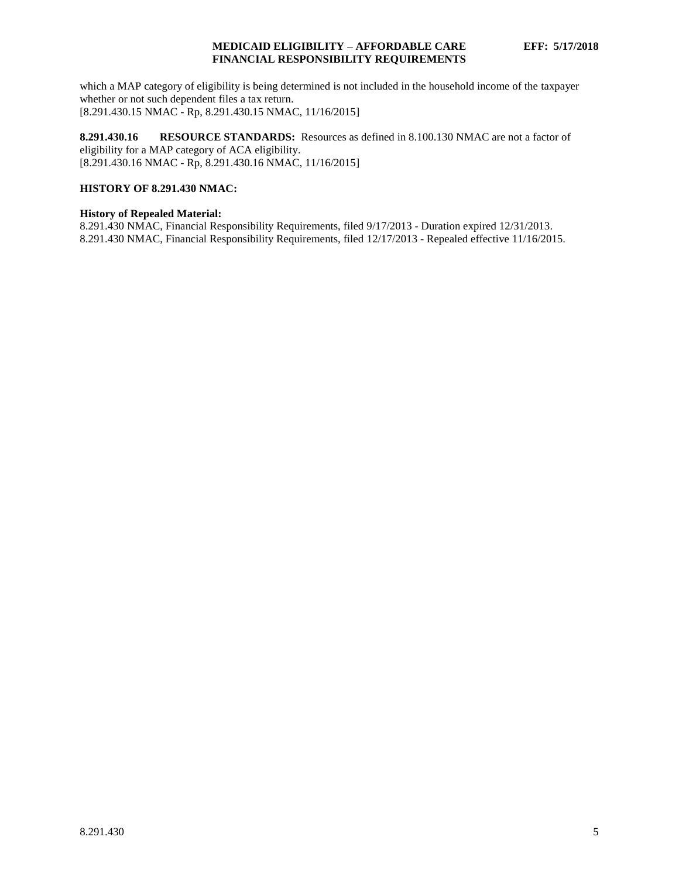which a MAP category of eligibility is being determined is not included in the household income of the taxpayer whether or not such dependent files a tax return.
[8.291.430.15 NMAC - Rp, 8.291.430.15 NMAC, 11/16/2015]

**8.291.430.16 RESOURCE STANDARDS:** Resources as defined in 8.100.130 NMAC are not a factor of eligibility for a MAP category of ACA eligibility.
[8.291.430.16 NMAC - Rp, 8.291.430.16 NMAC, 11/16/2015]

**HISTORY OF 8.291.430 NMAC:**

**History of Repealed Material:**
8.291.430 NMAC, Financial Responsibility Requirements, filed 9/17/2013 - Duration expired 12/31/2013.
8.291.430 NMAC, Financial Responsibility Requirements, filed 12/17/2013 - Repealed effective 11/16/2015.